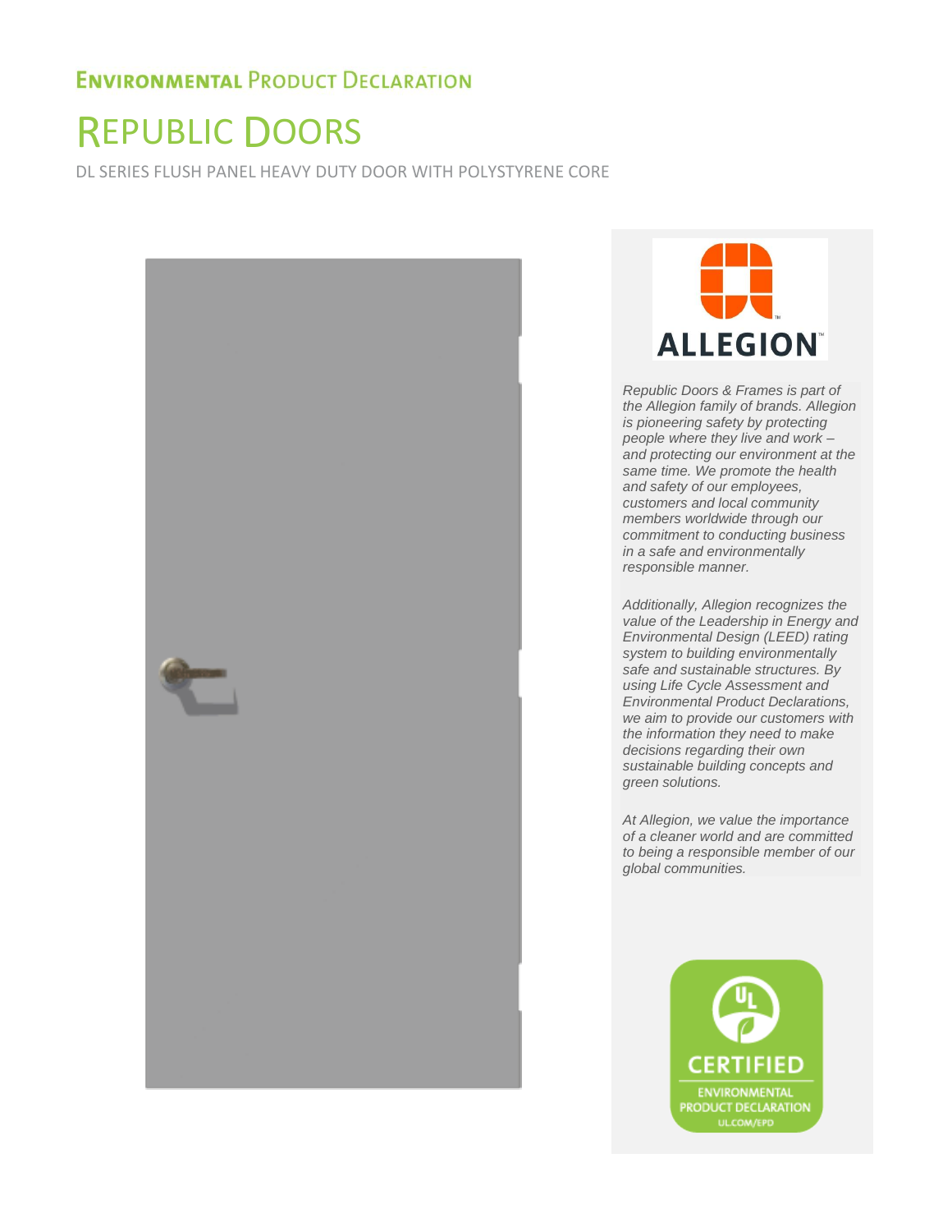**ENVIRONMENTAL PRODUCT DECLARATION**

# REPUBLIC DOORS

DL SERIES FLUSH PANEL HEAVY DUTY DOOR WITH POLYSTYRENE CORE

ALLEGION™

*Republic Doors & Frames is part of the Allegion family of brands. Allegion is pioneering safety by protecting people where they live and work – and protecting our environment at the same time. We promote the health and safety of our employees, customers and local community members worldwide through our commitment to conducting business in a safe and environmentally responsible manner.*

*Additionally, Allegion recognizes the value of the Leadership in Energy and Environmental Design (LEED) rating system to building environmentally safe and sustainable structures. By using Life Cycle Assessment and Environmental Product Declarations, we aim to provide our customers with the information they need to make decisions regarding their own sustainable building concepts and green solutions.*

*At Allegion, we value the importance of a cleaner world and are committed to being a responsible member of our global communities.*

CERTIFIED
ENVIRONMENTAL PRODUCT DECLARATION
UL.COM/EPD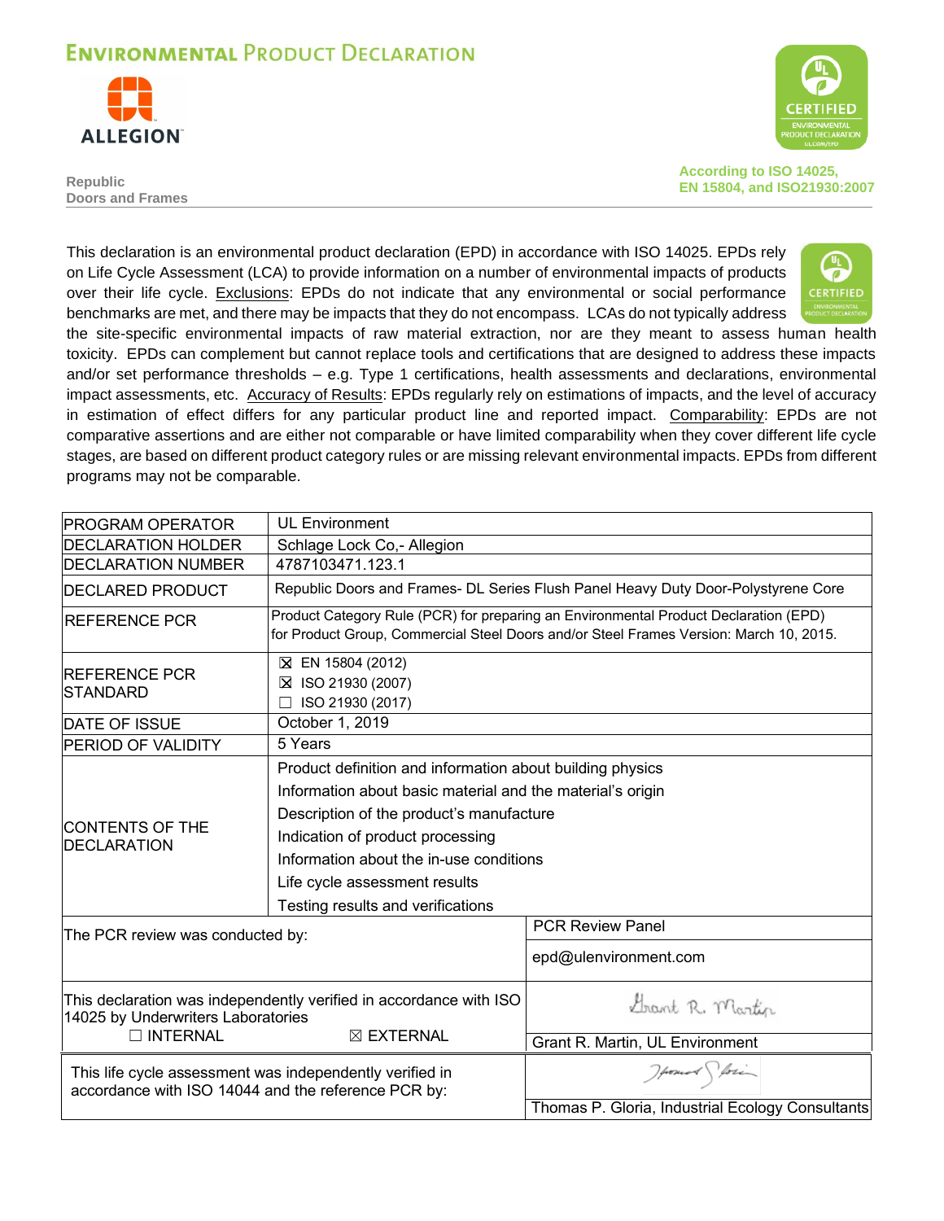# Environmental Product Declaration

**Republic**
**Doors and Frames**

According to ISO 14025, EN 15804, and ISO21930:2007

This declaration is an environmental product declaration (EPD) in accordance with ISO 14025. EPDs rely on Life Cycle Assessment (LCA) to provide information on a number of environmental impacts of products over their life cycle. Exclusions: EPDs do not indicate that any environmental or social performance benchmarks are met, and there may be impacts that they do not encompass. LCAs do not typically address the site-specific environmental impacts of raw material extraction, nor are they meant to assess human health toxicity. EPDs can complement but cannot replace tools and certifications that are designed to address these impacts and/or set performance thresholds – e.g. Type 1 certifications, health assessments and declarations, environmental impact assessments, etc. Accuracy of Results: EPDs regularly rely on estimations of impacts, and the level of accuracy in estimation of effect differs for any particular product line and reported impact. Comparability: EPDs are not comparative assertions and are either not comparable or have limited comparability when they cover different life cycle stages, are based on different product category rules or are missing relevant environmental impacts. EPDs from different programs may not be comparable.

| | |
|---|---|
| PROGRAM OPERATOR | UL Environment |
| DECLARATION HOLDER | Schlage Lock Co,- Allegion |
| DECLARATION NUMBER | 4787103471.123.1 |
| DECLARED PRODUCT | Republic Doors and Frames- DL Series Flush Panel Heavy Duty Door-Polystyrene Core |
| REFERENCE PCR | Product Category Rule (PCR) for preparing an Environmental Product Declaration (EPD) for Product Group, Commercial Steel Doors and/or Steel Frames Version: March 10, 2015. |
| REFERENCE PCR STANDARD | ☒ EN 15804 (2012)<br>☒ ISO 21930 (2007)<br>☐ ISO 21930 (2017) |
| DATE OF ISSUE | October 1, 2019 |
| PERIOD OF VALIDITY | 5 Years |
| CONTENTS OF THE DECLARATION | Product definition and information about building physics<br>Information about basic material and the material's origin<br>Description of the product's manufacture<br>Indication of product processing<br>Information about the in-use conditions<br>Life cycle assessment results<br>Testing results and verifications |
| The PCR review was conducted by: | PCR Review Panel<br>epd@ulenvironment.com |
| This declaration was independently verified in accordance with ISO 14025 by Underwriters Laboratories<br>☐ INTERNAL ☒ EXTERNAL | Grant R. Martin, UL Environment |
| This life cycle assessment was independently verified in accordance with ISO 14044 and the reference PCR by: | Thomas P. Gloria, Industrial Ecology Consultants |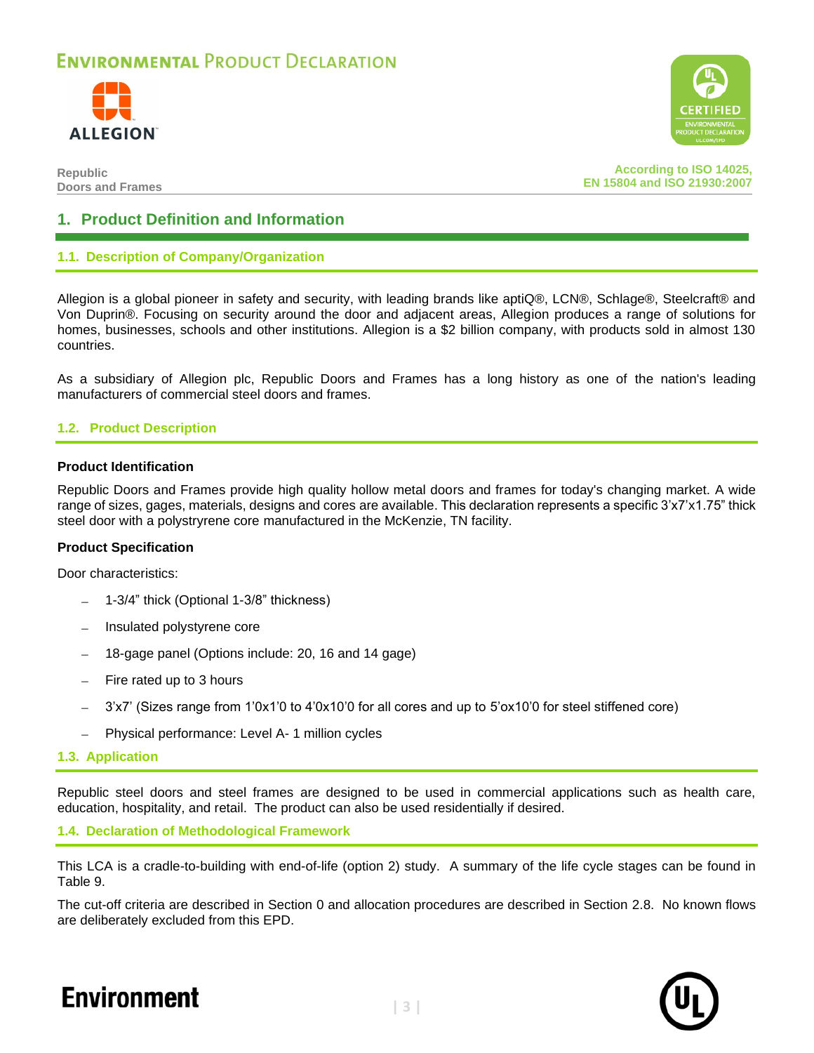## 1. Product Definition and Information

### 1.1. Description of Company/Organization

Allegion is a global pioneer in safety and security, with leading brands like aptiQ®, LCN®, Schlage®, Steelcraft® and Von Duprin®. Focusing on security around the door and adjacent areas, Allegion produces a range of solutions for homes, businesses, schools and other institutions. Allegion is a $2 billion company, with products sold in almost 130 countries.

As a subsidiary of Allegion plc, Republic Doors and Frames has a long history as one of the nation's leading manufacturers of commercial steel doors and frames.

### 1.2. Product Description

**Product Identification**

Republic Doors and Frames provide high quality hollow metal doors and frames for today's changing market. A wide range of sizes, gages, materials, designs and cores are available. This declaration represents a specific 3'x7'x1.75" thick steel door with a polystryrene core manufactured in the McKenzie, TN facility.

**Product Specification**

Door characteristics:

- 1-3/4" thick (Optional 1-3/8" thickness)
- Insulated polystyrene core
- 18-gage panel (Options include: 20, 16 and 14 gage)
- Fire rated up to 3 hours
- 3'x7' (Sizes range from 1'0x1'0 to 4'0x10'0 for all cores and up to 5'ox10'0 for steel stiffened core)
- Physical performance: Level A- 1 million cycles

### 1.3. Application

Republic steel doors and steel frames are designed to be used in commercial applications such as health care, education, hospitality, and retail. The product can also be used residentially if desired.

### 1.4. Declaration of Methodological Framework

This LCA is a cradle-to-building with end-of-life (option 2) study. A summary of the life cycle stages can be found in Table 9.

The cut-off criteria are described in Section 0 and allocation procedures are described in Section 2.8. No known flows are deliberately excluded from this EPD.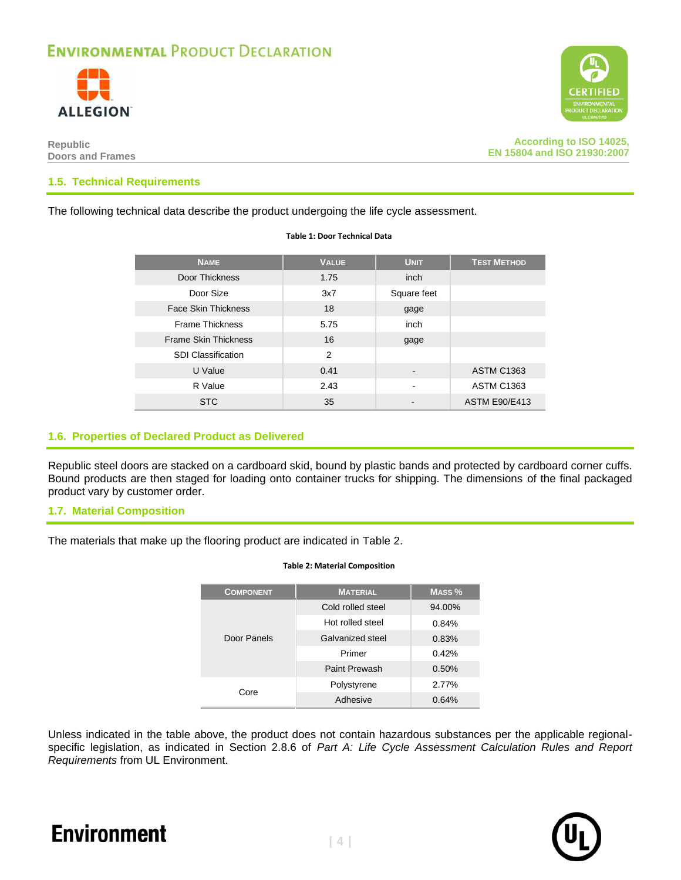## 1.5. Technical Requirements

The following technical data describe the product undergoing the life cycle assessment.

**Table 1: Door Technical Data**

| Name | Value | Unit | Test Method |
| --- | --- | --- | --- |
| Door Thickness | 1.75 | inch | |
| Door Size | 3x7 | Square feet | |
| Face Skin Thickness | 18 | gage | |
| Frame Thickness | 5.75 | inch | |
| Frame Skin Thickness | 16 | gage | |
| SDI Classification | 2 | | |
| U Value | 0.41 | - | ASTM C1363 |
| R Value | 2.43 | - | ASTM C1363 |
| STC | 35 | - | ASTM E90/E413 |

## 1.6. Properties of Declared Product as Delivered

Republic steel doors are stacked on a cardboard skid, bound by plastic bands and protected by cardboard corner cuffs. Bound products are then staged for loading onto container trucks for shipping. The dimensions of the final packaged product vary by customer order.

## 1.7. Material Composition

The materials that make up the flooring product are indicated in Table 2.

**Table 2: Material Composition**

| Component | Material | Mass % |
| --- | --- | --- |
| Door Panels | Cold rolled steel | 94.00% |
| | Hot rolled steel | 0.84% |
| | Galvanized steel | 0.83% |
| | Primer | 0.42% |
| | Paint Prewash | 0.50% |
| Core | Polystyrene | 2.77% |
| | Adhesive | 0.64% |

Unless indicated in the table above, the product does not contain hazardous substances per the applicable regional-specific legislation, as indicated in Section 2.8.6 of *Part A: Life Cycle Assessment Calculation Rules and Report Requirements* from UL Environment.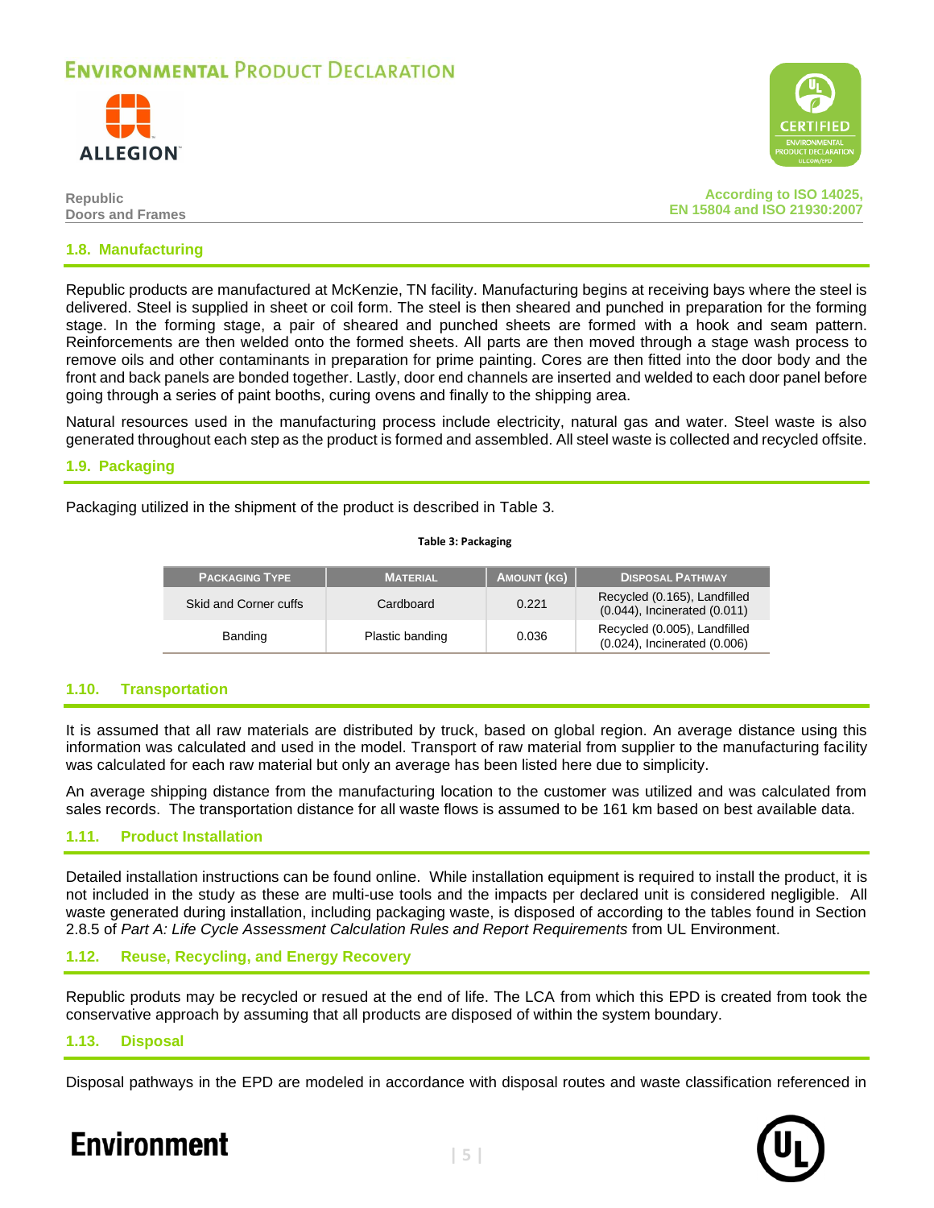## 1.8. Manufacturing

Republic products are manufactured at McKenzie, TN facility. Manufacturing begins at receiving bays where the steel is delivered. Steel is supplied in sheet or coil form. The steel is then sheared and punched in preparation for the forming stage. In the forming stage, a pair of sheared and punched sheets are formed with a hook and seam pattern. Reinforcements are then welded onto the formed sheets. All parts are then moved through a stage wash process to remove oils and other contaminants in preparation for prime painting. Cores are then fitted into the door body and the front and back panels are bonded together. Lastly, door end channels are inserted and welded to each door panel before going through a series of paint booths, curing ovens and finally to the shipping area.

Natural resources used in the manufacturing process include electricity, natural gas and water. Steel waste is also generated throughout each step as the product is formed and assembled. All steel waste is collected and recycled offsite.

## 1.9. Packaging

Packaging utilized in the shipment of the product is described in Table 3.

**Table 3: Packaging**

| Packaging Type | Material | Amount (kg) | Disposal Pathway |
|---|---|---|---|
| Skid and Corner cuffs | Cardboard | 0.221 | Recycled (0.165), Landfilled (0.044), Incinerated (0.011) |
| Banding | Plastic banding | 0.036 | Recycled (0.005), Landfilled (0.024), Incinerated (0.006) |

## 1.10. Transportation

It is assumed that all raw materials are distributed by truck, based on global region. An average distance using this information was calculated and used in the model. Transport of raw material from supplier to the manufacturing facility was calculated for each raw material but only an average has been listed here due to simplicity.

An average shipping distance from the manufacturing location to the customer was utilized and was calculated from sales records. The transportation distance for all waste flows is assumed to be 161 km based on best available data.

## 1.11. Product Installation

Detailed installation instructions can be found online. While installation equipment is required to install the product, it is not included in the study as these are multi-use tools and the impacts per declared unit is considered negligible. All waste generated during installation, including packaging waste, is disposed of according to the tables found in Section 2.8.5 of *Part A: Life Cycle Assessment Calculation Rules and Report Requirements* from UL Environment.

## 1.12. Reuse, Recycling, and Energy Recovery

Republic produts may be recycled or resued at the end of life. The LCA from which this EPD is created from took the conservative approach by assuming that all products are disposed of within the system boundary.

## 1.13. Disposal

Disposal pathways in the EPD are modeled in accordance with disposal routes and waste classification referenced in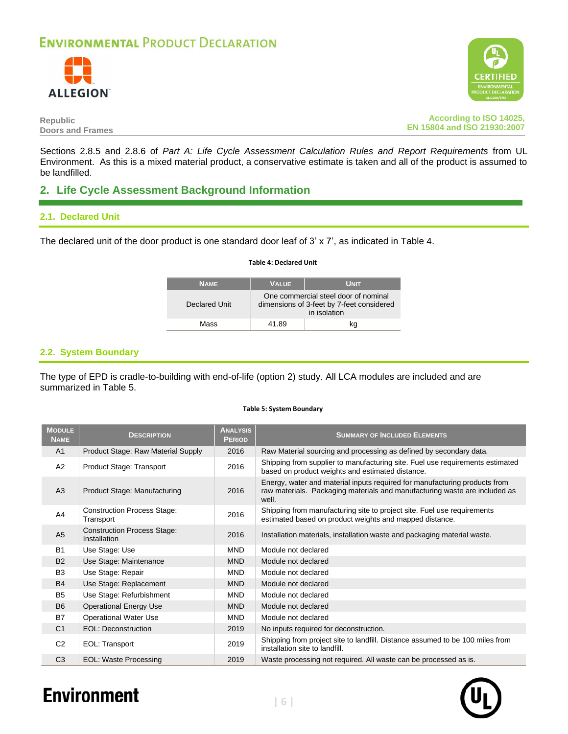Sections 2.8.5 and 2.8.6 of *Part A: Life Cycle Assessment Calculation Rules and Report Requirements* from UL Environment. As this is a mixed material product, a conservative estimate is taken and all of the product is assumed to be landfilled.

## 2. Life Cycle Assessment Background Information

### 2.1. Declared Unit

The declared unit of the door product is one standard door leaf of 3' x 7', as indicated in Table 4.

**Table 4: Declared Unit**

| Name | Value | Unit |
|---|---|---|
| Declared Unit | One commercial steel door of nominal dimensions of 3-feet by 7-feet considered in isolation | |
| Mass | 41.89 | kg |

### 2.2. System Boundary

The type of EPD is cradle-to-building with end-of-life (option 2) study. All LCA modules are included and are summarized in Table 5.

**Table 5: System Boundary**

| Module Name | Description | Analysis Period | Summary of Included Elements |
|---|---|---|---|
| A1 | Product Stage: Raw Material Supply | 2016 | Raw Material sourcing and processing as defined by secondary data. |
| A2 | Product Stage: Transport | 2016 | Shipping from supplier to manufacturing site. Fuel use requirements estimated based on product weights and estimated distance. |
| A3 | Product Stage: Manufacturing | 2016 | Energy, water and material inputs required for manufacturing products from raw materials. Packaging materials and manufacturing waste are included as well. |
| A4 | Construction Process Stage: Transport | 2016 | Shipping from manufacturing site to project site. Fuel use requirements estimated based on product weights and mapped distance. |
| A5 | Construction Process Stage: Installation | 2016 | Installation materials, installation waste and packaging material waste. |
| B1 | Use Stage: Use | MND | Module not declared |
| B2 | Use Stage: Maintenance | MND | Module not declared |
| B3 | Use Stage: Repair | MND | Module not declared |
| B4 | Use Stage: Replacement | MND | Module not declared |
| B5 | Use Stage: Refurbishment | MND | Module not declared |
| B6 | Operational Energy Use | MND | Module not declared |
| B7 | Operational Water Use | MND | Module not declared |
| C1 | EOL: Deconstruction | 2019 | No inputs required for deconstruction. |
| C2 | EOL: Transport | 2019 | Shipping from project site to landfill. Distance assumed to be 100 miles from installation site to landfill. |
| C3 | EOL: Waste Processing | 2019 | Waste processing not required. All waste can be processed as is. |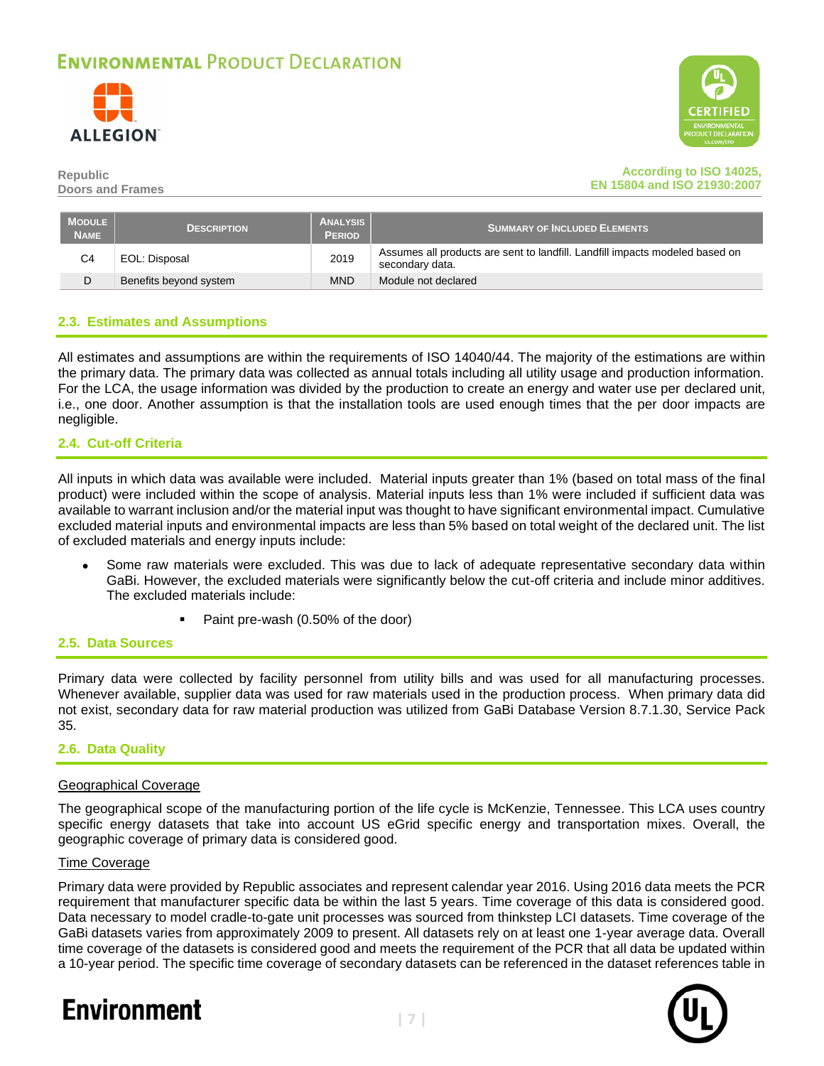| Module Name | Description | Analysis Period | Summary of Included Elements |
| --- | --- | --- | --- |
| C4 | EOL: Disposal | 2019 | Assumes all products are sent to landfill. Landfill impacts modeled based on secondary data. |
| D | Benefits beyond system | MND | Module not declared |

## 2.3. Estimates and Assumptions

All estimates and assumptions are within the requirements of ISO 14040/44. The majority of the estimations are within the primary data. The primary data was collected as annual totals including all utility usage and production information. For the LCA, the usage information was divided by the production to create an energy and water use per declared unit, i.e., one door. Another assumption is that the installation tools are used enough times that the per door impacts are negligible.

## 2.4. Cut-off Criteria

All inputs in which data was available were included. Material inputs greater than 1% (based on total mass of the final product) were included within the scope of analysis. Material inputs less than 1% were included if sufficient data was available to warrant inclusion and/or the material input was thought to have significant environmental impact. Cumulative excluded material inputs and environmental impacts are less than 5% based on total weight of the declared unit. The list of excluded materials and energy inputs include:

- Some raw materials were excluded. This was due to lack of adequate representative secondary data within GaBi. However, the excluded materials were significantly below the cut-off criteria and include minor additives. The excluded materials include:
  - Paint pre-wash (0.50% of the door)

## 2.5. Data Sources

Primary data were collected by facility personnel from utility bills and was used for all manufacturing processes. Whenever available, supplier data was used for raw materials used in the production process. When primary data did not exist, secondary data for raw material production was utilized from GaBi Database Version 8.7.1.30, Service Pack 35.

## 2.6. Data Quality

Geographical Coverage

The geographical scope of the manufacturing portion of the life cycle is McKenzie, Tennessee. This LCA uses country specific energy datasets that take into account US eGrid specific energy and transportation mixes. Overall, the geographic coverage of primary data is considered good.

Time Coverage

Primary data were provided by Republic associates and represent calendar year 2016. Using 2016 data meets the PCR requirement that manufacturer specific data be within the last 5 years. Time coverage of this data is considered good. Data necessary to model cradle-to-gate unit processes was sourced from thinkstep LCI datasets. Time coverage of the GaBi datasets varies from approximately 2009 to present. All datasets rely on at least one 1-year average data. Overall time coverage of the datasets is considered good and meets the requirement of the PCR that all data be updated within a 10-year period. The specific time coverage of secondary datasets can be referenced in the dataset references table in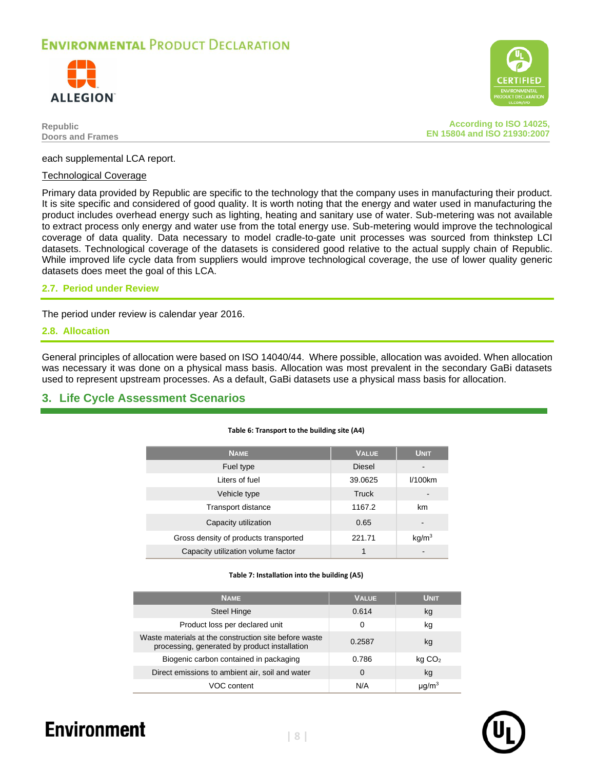each supplemental LCA report.

Technological Coverage

Primary data provided by Republic are specific to the technology that the company uses in manufacturing their product. It is site specific and considered of good quality. It is worth noting that the energy and water used in manufacturing the product includes overhead energy such as lighting, heating and sanitary use of water. Sub-metering was not available to extract process only energy and water use from the total energy use. Sub-metering would improve the technological coverage of data quality. Data necessary to model cradle-to-gate unit processes was sourced from thinkstep LCI datasets. Technological coverage of the datasets is considered good relative to the actual supply chain of Republic. While improved life cycle data from suppliers would improve technological coverage, the use of lower quality generic datasets does meet the goal of this LCA.

### 2.7. Period under Review

The period under review is calendar year 2016.

### 2.8. Allocation

General principles of allocation were based on ISO 14040/44. Where possible, allocation was avoided. When allocation was necessary it was done on a physical mass basis. Allocation was most prevalent in the secondary GaBi datasets used to represent upstream processes. As a default, GaBi datasets use a physical mass basis for allocation.

## 3. Life Cycle Assessment Scenarios

**Table 6: Transport to the building site (A4)**

| Name | Value | Unit |
|---|---|---|
| Fuel type | Diesel | - |
| Liters of fuel | 39.0625 | l/100km |
| Vehicle type | Truck | - |
| Transport distance | 1167.2 | km |
| Capacity utilization | 0.65 | - |
| Gross density of products transported | 221.71 | kg/m$^3$ |
| Capacity utilization volume factor | 1 | - |

**Table 7: Installation into the building (A5)**

| Name | Value | Unit |
|---|---|---|
| Steel Hinge | 0.614 | kg |
| Product loss per declared unit | 0 | kg |
| Waste materials at the construction site before waste processing, generated by product installation | 0.2587 | kg |
| Biogenic carbon contained in packaging | 0.786 | kg $CO_2$ |
| Direct emissions to ambient air, soil and water | 0 | kg |
| VOC content | N/A | μg/m$^3$ |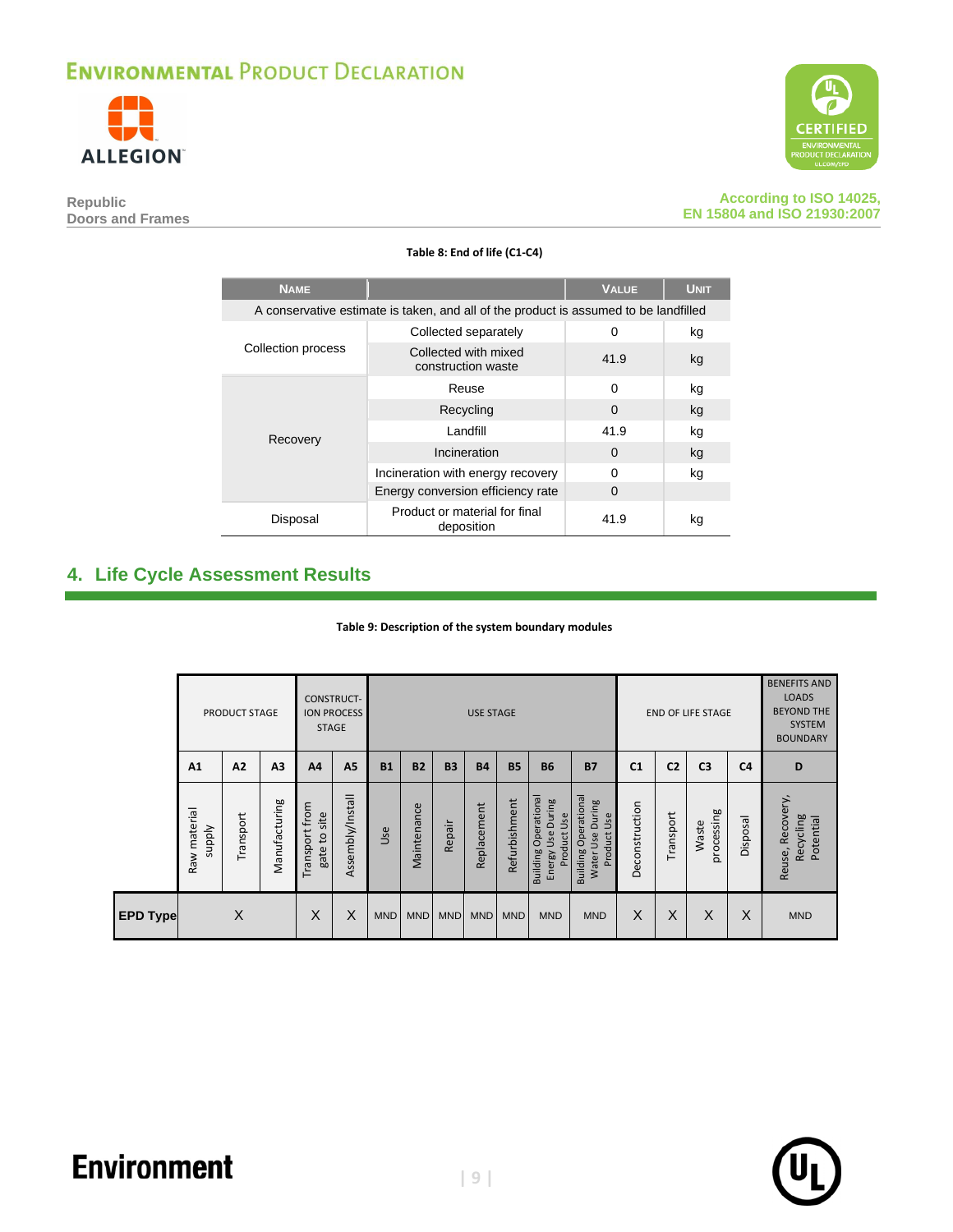Table 8: End of life (C1-C4)

| Name | | Value | Unit |
|---|---|---|---|
| A conservative estimate is taken, and all of the product is assumed to be landfilled | | | |
| Collection process | Collected separately | 0 | kg |
| | Collected with mixed construction waste | 41.9 | kg |
| Recovery | Reuse | 0 | kg |
| | Recycling | 0 | kg |
| | Landfill | 41.9 | kg |
| | Incineration | 0 | kg |
| | Incineration with energy recovery | 0 | kg |
| | Energy conversion efficiency rate | 0 | |
| Disposal | Product or material for final deposition | 41.9 | kg |

## 4. Life Cycle Assessment Results

Table 9: Description of the system boundary modules

| | PRODUCT STAGE | | | CONSTRUCTION PROCESS STAGE | | USE STAGE | | | | | | | END OF LIFE STAGE | | | | BENEFITS AND LOADS BEYOND THE SYSTEM BOUNDARY |
|---|---|---|---|---|---|---|---|---|---|---|---|---|---|---|---|---|---|
| | A1 | A2 | A3 | A4 | A5 | B1 | B2 | B3 | B4 | B5 | B6 | B7 | C1 | C2 | C3 | C4 | D |
| | Raw material supply | Transport | Manufacturing | Transport from gate to site | Assembly/Install | Use | Maintenance | Repair | Replacement | Refurbishment | Building Operational Energy Use During Product Use | Building Operational Water Use During Product Use | Deconstruction | Transport | Waste processing | Disposal | Reuse, Recovery, Recycling Potential |
| **EPD Type** | X | | | X | X | MND | MND | MND | MND | MND | MND | MND | X | X | X | X | MND |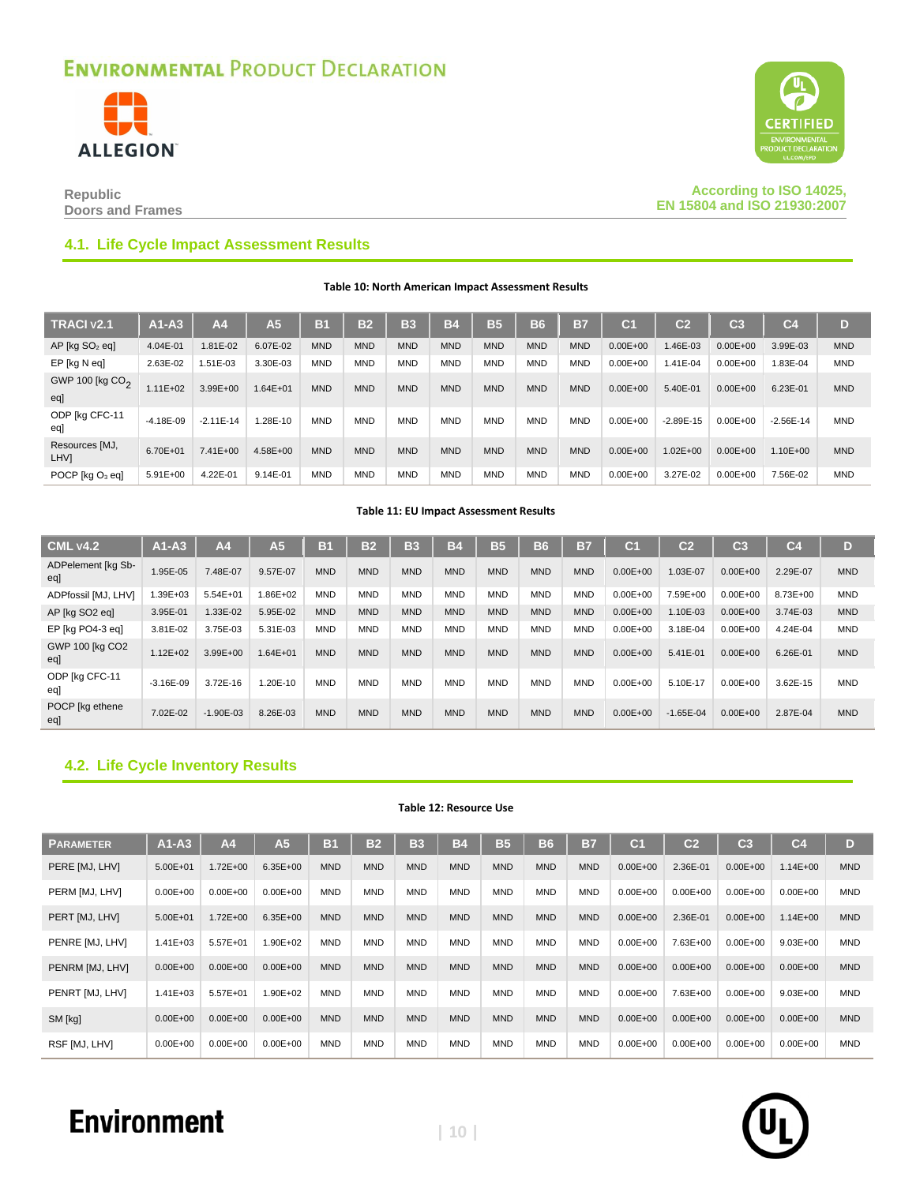## 4.1. Life Cycle Impact Assessment Results

**Table 10: North American Impact Assessment Results**

| TRACI v2.1 | A1-A3 | A4 | A5 | B1 | B2 | B3 | B4 | B5 | B6 | B7 | C1 | C2 | C3 | C4 | D |
|---|---|---|---|---|---|---|---|---|---|---|---|---|---|---|---|
| AP [kg $SO_2$ eq] | 4.04E-01 | 1.81E-02 | 6.07E-02 | MND | MND | MND | MND | MND | MND | MND | 0.00E+00 | 1.46E-03 | 0.00E+00 | 3.99E-03 | MND |
| EP [kg N eq] | 2.63E-02 | 1.51E-03 | 3.30E-03 | MND | MND | MND | MND | MND | MND | MND | 0.00E+00 | 1.41E-04 | 0.00E+00 | 1.83E-04 | MND |
| GWP 100 [kg $CO_2$ eq] | 1.11E+02 | 3.99E+00 | 1.64E+01 | MND | MND | MND | MND | MND | MND | MND | 0.00E+00 | 5.40E-01 | 0.00E+00 | 6.23E-01 | MND |
| ODP [kg CFC-11 eq] | -4.18E-09 | -2.11E-14 | 1.28E-10 | MND | MND | MND | MND | MND | MND | MND | 0.00E+00 | -2.89E-15 | 0.00E+00 | -2.56E-14 | MND |
| Resources [MJ, LHV] | 6.70E+01 | 7.41E+00 | 4.58E+00 | MND | MND | MND | MND | MND | MND | MND | 0.00E+00 | 1.02E+00 | 0.00E+00 | 1.10E+00 | MND |
| POCP [kg $O_3$ eq] | 5.91E+00 | 4.22E-01 | 9.14E-01 | MND | MND | MND | MND | MND | MND | MND | 0.00E+00 | 3.27E-02 | 0.00E+00 | 7.56E-02 | MND |

**Table 11: EU Impact Assessment Results**

| CML v4.2 | A1-A3 | A4 | A5 | B1 | B2 | B3 | B4 | B5 | B6 | B7 | C1 | C2 | C3 | C4 | D |
|---|---|---|---|---|---|---|---|---|---|---|---|---|---|---|---|
| ADPelement [kg Sb-eq] | 1.95E-05 | 7.48E-07 | 9.57E-07 | MND | MND | MND | MND | MND | MND | MND | 0.00E+00 | 1.03E-07 | 0.00E+00 | 2.29E-07 | MND |
| ADPfossil [MJ, LHV] | 1.39E+03 | 5.54E+01 | 1.86E+02 | MND | MND | MND | MND | MND | MND | MND | 0.00E+00 | 7.59E+00 | 0.00E+00 | 8.73E+00 | MND |
| AP [kg SO2 eq] | 3.95E-01 | 1.33E-02 | 5.95E-02 | MND | MND | MND | MND | MND | MND | MND | 0.00E+00 | 1.10E-03 | 0.00E+00 | 3.74E-03 | MND |
| EP [kg PO4-3 eq] | 3.81E-02 | 3.75E-03 | 5.31E-03 | MND | MND | MND | MND | MND | MND | MND | 0.00E+00 | 3.18E-04 | 0.00E+00 | 4.24E-04 | MND |
| GWP 100 [kg CO2 eq] | 1.12E+02 | 3.99E+00 | 1.64E+01 | MND | MND | MND | MND | MND | MND | MND | 0.00E+00 | 5.41E-01 | 0.00E+00 | 6.26E-01 | MND |
| ODP [kg CFC-11 eq] | -3.16E-09 | 3.72E-16 | 1.20E-10 | MND | MND | MND | MND | MND | MND | MND | 0.00E+00 | 5.10E-17 | 0.00E+00 | 3.62E-15 | MND |
| POCP [kg ethene eq] | 7.02E-02 | -1.90E-03 | 8.26E-03 | MND | MND | MND | MND | MND | MND | MND | 0.00E+00 | -1.65E-04 | 0.00E+00 | 2.87E-04 | MND |

## 4.2. Life Cycle Inventory Results

**Table 12: Resource Use**

| Parameter | A1-A3 | A4 | A5 | B1 | B2 | B3 | B4 | B5 | B6 | B7 | C1 | C2 | C3 | C4 | D |
|---|---|---|---|---|---|---|---|---|---|---|---|---|---|---|---|
| PERE [MJ, LHV] | 5.00E+01 | 1.72E+00 | 6.35E+00 | MND | MND | MND | MND | MND | MND | MND | 0.00E+00 | 2.36E-01 | 0.00E+00 | 1.14E+00 | MND |
| PERM [MJ, LHV] | 0.00E+00 | 0.00E+00 | 0.00E+00 | MND | MND | MND | MND | MND | MND | MND | 0.00E+00 | 0.00E+00 | 0.00E+00 | 0.00E+00 | MND |
| PERT [MJ, LHV] | 5.00E+01 | 1.72E+00 | 6.35E+00 | MND | MND | MND | MND | MND | MND | MND | 0.00E+00 | 2.36E-01 | 0.00E+00 | 1.14E+00 | MND |
| PENRE [MJ, LHV] | 1.41E+03 | 5.57E+01 | 1.90E+02 | MND | MND | MND | MND | MND | MND | MND | 0.00E+00 | 7.63E+00 | 0.00E+00 | 9.03E+00 | MND |
| PENRM [MJ, LHV] | 0.00E+00 | 0.00E+00 | 0.00E+00 | MND | MND | MND | MND | MND | MND | MND | 0.00E+00 | 0.00E+00 | 0.00E+00 | 0.00E+00 | MND |
| PENRT [MJ, LHV] | 1.41E+03 | 5.57E+01 | 1.90E+02 | MND | MND | MND | MND | MND | MND | MND | 0.00E+00 | 7.63E+00 | 0.00E+00 | 9.03E+00 | MND |
| SM [kg] | 0.00E+00 | 0.00E+00 | 0.00E+00 | MND | MND | MND | MND | MND | MND | MND | 0.00E+00 | 0.00E+00 | 0.00E+00 | 0.00E+00 | MND |
| RSF [MJ, LHV] | 0.00E+00 | 0.00E+00 | 0.00E+00 | MND | MND | MND | MND | MND | MND | MND | 0.00E+00 | 0.00E+00 | 0.00E+00 | 0.00E+00 | MND |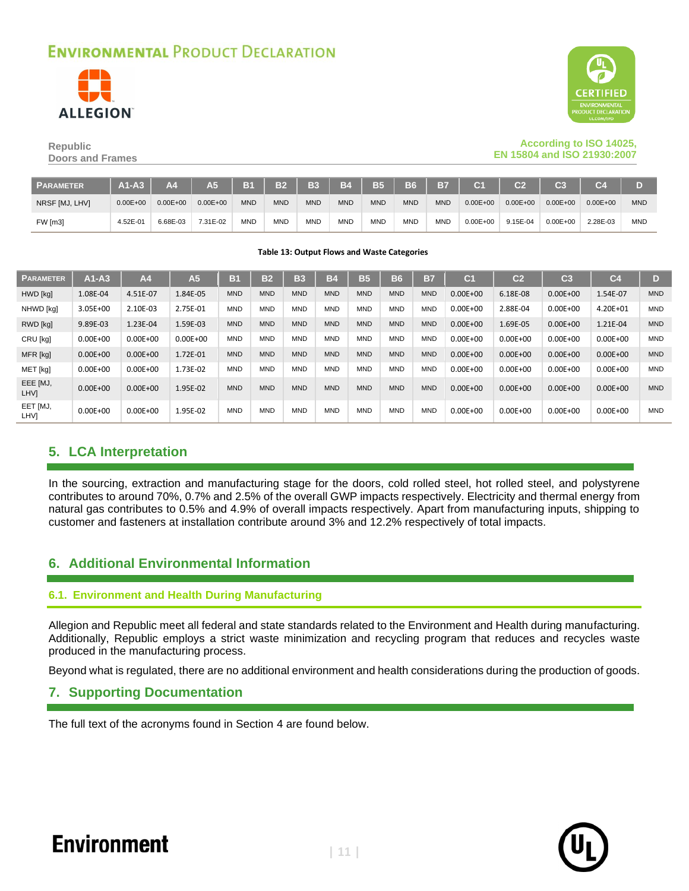| Parameter | A1-A3 | A4 | A5 | B1 | B2 | B3 | B4 | B5 | B6 | B7 | C1 | C2 | C3 | C4 | D |
|---|---|---|---|---|---|---|---|---|---|---|---|---|---|---|---|
| NRSF [MJ, LHV] | 0.00E+00 | 0.00E+00 | 0.00E+00 | MND | MND | MND | MND | MND | MND | MND | 0.00E+00 | 0.00E+00 | 0.00E+00 | 0.00E+00 | MND |
| FW [m3] | 4.52E-01 | 6.68E-03 | 7.31E-02 | MND | MND | MND | MND | MND | MND | MND | 0.00E+00 | 9.15E-04 | 0.00E+00 | 2.28E-03 | MND |

**Table 13: Output Flows and Waste Categories**

| Parameter | A1-A3 | A4 | A5 | B1 | B2 | B3 | B4 | B5 | B6 | B7 | C1 | C2 | C3 | C4 | D |
|---|---|---|---|---|---|---|---|---|---|---|---|---|---|---|---|
| HWD [kg] | 1.08E-04 | 4.51E-07 | 1.84E-05 | MND | MND | MND | MND | MND | MND | MND | 0.00E+00 | 6.18E-08 | 0.00E+00 | 1.54E-07 | MND |
| NHWD [kg] | 3.05E+00 | 2.10E-03 | 2.75E-01 | MND | MND | MND | MND | MND | MND | MND | 0.00E+00 | 2.88E-04 | 0.00E+00 | 4.20E+01 | MND |
| RWD [kg] | 9.89E-03 | 1.23E-04 | 1.59E-03 | MND | MND | MND | MND | MND | MND | MND | 0.00E+00 | 1.69E-05 | 0.00E+00 | 1.21E-04 | MND |
| CRU [kg] | 0.00E+00 | 0.00E+00 | 0.00E+00 | MND | MND | MND | MND | MND | MND | MND | 0.00E+00 | 0.00E+00 | 0.00E+00 | 0.00E+00 | MND |
| MFR [kg] | 0.00E+00 | 0.00E+00 | 1.72E-01 | MND | MND | MND | MND | MND | MND | MND | 0.00E+00 | 0.00E+00 | 0.00E+00 | 0.00E+00 | MND |
| MET [kg] | 0.00E+00 | 0.00E+00 | 1.73E-02 | MND | MND | MND | MND | MND | MND | MND | 0.00E+00 | 0.00E+00 | 0.00E+00 | 0.00E+00 | MND |
| EEE [MJ, LHV] | 0.00E+00 | 0.00E+00 | 1.95E-02 | MND | MND | MND | MND | MND | MND | MND | 0.00E+00 | 0.00E+00 | 0.00E+00 | 0.00E+00 | MND |
| EET [MJ, LHV] | 0.00E+00 | 0.00E+00 | 1.95E-02 | MND | MND | MND | MND | MND | MND | MND | 0.00E+00 | 0.00E+00 | 0.00E+00 | 0.00E+00 | MND |

## 5. LCA Interpretation

In the sourcing, extraction and manufacturing stage for the doors, cold rolled steel, hot rolled steel, and polystyrene contributes to around 70%, 0.7% and 2.5% of the overall GWP impacts respectively. Electricity and thermal energy from natural gas contributes to 0.5% and 4.9% of overall impacts respectively. Apart from manufacturing inputs, shipping to customer and fasteners at installation contribute around 3% and 12.2% respectively of total impacts.

## 6. Additional Environmental Information

### 6.1. Environment and Health During Manufacturing

Allegion and Republic meet all federal and state standards related to the Environment and Health during manufacturing. Additionally, Republic employs a strict waste minimization and recycling program that reduces and recycles waste produced in the manufacturing process.

Beyond what is regulated, there are no additional environment and health considerations during the production of goods.

## 7. Supporting Documentation

The full text of the acronyms found in Section 4 are found below.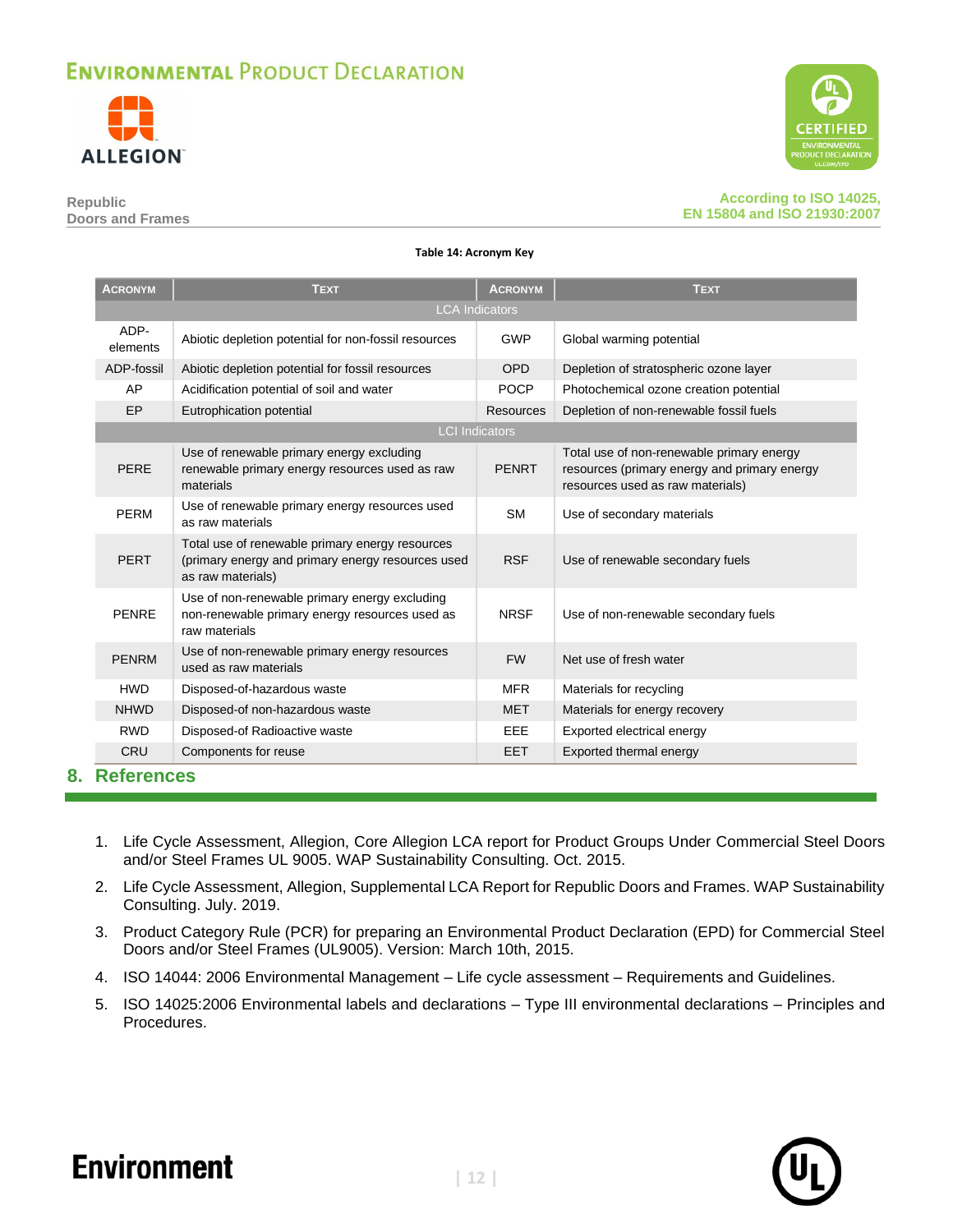Table 14: Acronym Key

| Acronym | Text | Acronym | Text |
|---|---|---|---|
| LCA Indicators | | | |
| ADP-elements | Abiotic depletion potential for non-fossil resources | GWP | Global warming potential |
| ADP-fossil | Abiotic depletion potential for fossil resources | OPD | Depletion of stratospheric ozone layer |
| AP | Acidification potential of soil and water | POCP | Photochemical ozone creation potential |
| EP | Eutrophication potential | Resources | Depletion of non-renewable fossil fuels |
| LCI Indicators | | | |
| PERE | Use of renewable primary energy excluding renewable primary energy resources used as raw materials | PENRT | Total use of non-renewable primary energy resources (primary energy and primary energy resources used as raw materials) |
| PERM | Use of renewable primary energy resources used as raw materials | SM | Use of secondary materials |
| PERT | Total use of renewable primary energy resources (primary energy and primary energy resources used as raw materials) | RSF | Use of renewable secondary fuels |
| PENRE | Use of non-renewable primary energy excluding non-renewable primary energy resources used as raw materials | NRSF | Use of non-renewable secondary fuels |
| PENRM | Use of non-renewable primary energy resources used as raw materials | FW | Net use of fresh water |
| HWD | Disposed-of-hazardous waste | MFR | Materials for recycling |
| NHWD | Disposed-of non-hazardous waste | MET | Materials for energy recovery |
| RWD | Disposed-of Radioactive waste | EEE | Exported electrical energy |
| CRU | Components for reuse | EET | Exported thermal energy |

## 8. References

1. Life Cycle Assessment, Allegion, Core Allegion LCA report for Product Groups Under Commercial Steel Doors and/or Steel Frames UL 9005. WAP Sustainability Consulting. Oct. 2015.
2. Life Cycle Assessment, Allegion, Supplemental LCA Report for Republic Doors and Frames. WAP Sustainability Consulting. July. 2019.
3. Product Category Rule (PCR) for preparing an Environmental Product Declaration (EPD) for Commercial Steel Doors and/or Steel Frames (UL9005). Version: March 10th, 2015.
4. ISO 14044: 2006 Environmental Management – Life cycle assessment – Requirements and Guidelines.
5. ISO 14025:2006 Environmental labels and declarations – Type III environmental declarations – Principles and Procedures.